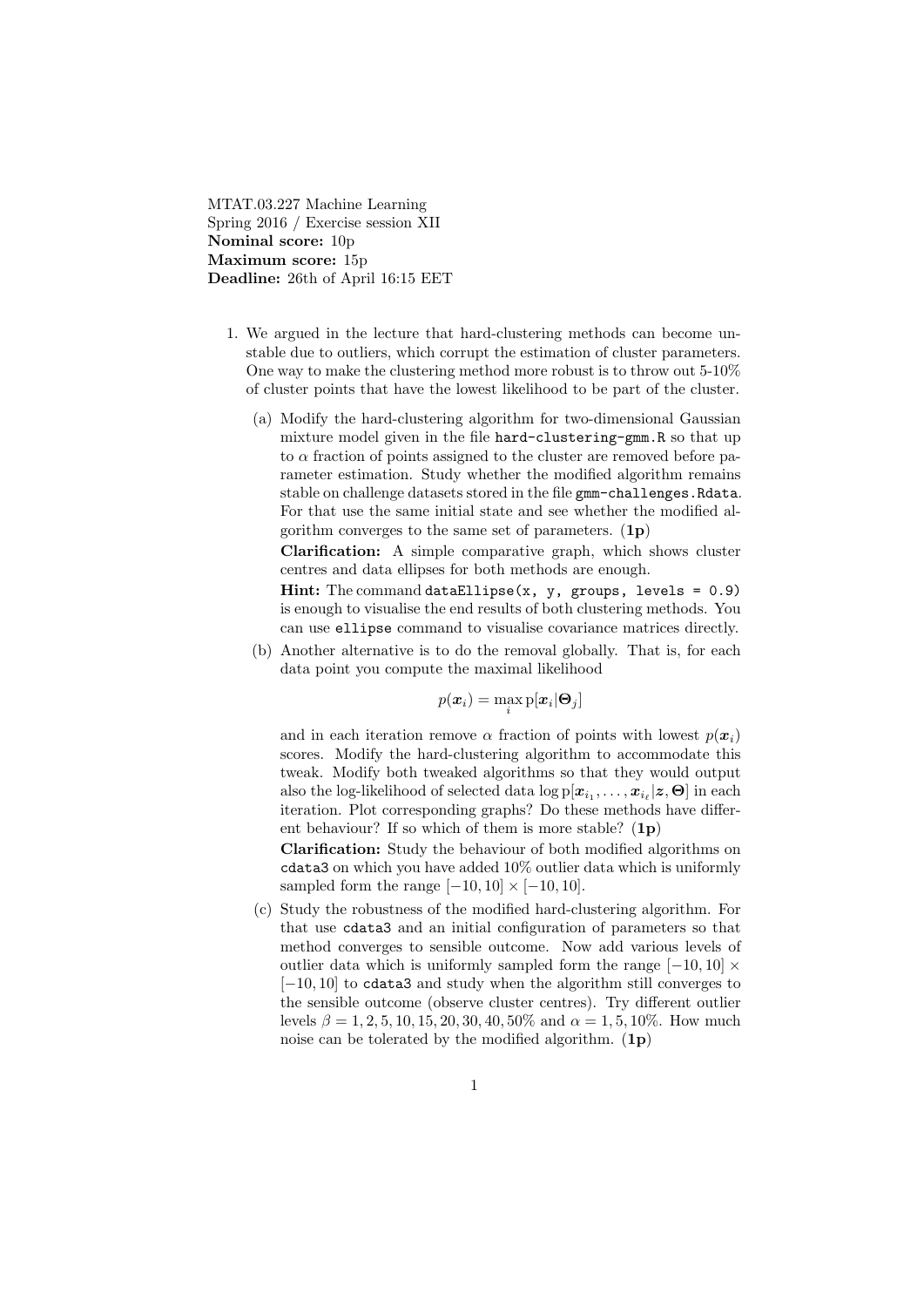MTAT.03.227 Machine Learning
Spring 2016 / Exercise session XII
**Nominal score:** 10p
**Maximum score:** 15p
**Deadline:** 26th of April 16:15 EET

1. We argued in the lecture that hard-clustering methods can become unstable due to outliers, which corrupt the estimation of cluster parameters. One way to make the clustering method more robust is to throw out 5-10% of cluster points that have the lowest likelihood to be part of the cluster.

   (a) Modify the hard-clustering algorithm for two-dimensional Gaussian mixture model given in the file `hard-clustering-gmm.R` so that up to $\alpha$ fraction of points assigned to the cluster are removed before parameter estimation. Study whether the modified algorithm remains stable on challenge datasets stored in the file `gmm-challenges.Rdata`. For that use the same initial state and see whether the modified algorithm converges to the same set of parameters. (**1p**)

   **Clarification:** A simple comparative graph, which shows cluster centres and data ellipses for both methods are enough.

   **Hint:** The command `dataEllipse(x, y, groups, levels = 0.9)` is enough to visualise the end results of both clustering methods. You can use `ellipse` command to visualise covariance matrices directly.

   (b) Another alternative is to do the removal globally. That is, for each data point you compute the maximal likelihood

   $$p(\boldsymbol{x}_i) = \max_i \mathrm{p}[\boldsymbol{x}_i|\boldsymbol{\Theta}_j]$$

   and in each iteration remove $\alpha$ fraction of points with lowest $p(\boldsymbol{x}_i)$ scores. Modify the hard-clustering algorithm to accommodate this tweak. Modify both tweaked algorithms so that they would output also the log-likelihood of selected data $\log \mathrm{p}[\boldsymbol{x}_{i_1}, \ldots, \boldsymbol{x}_{i_\ell}|\boldsymbol{z}, \boldsymbol{\Theta}]$ in each iteration. Plot corresponding graphs? Do these methods have different behaviour? If so which of them is more stable? (**1p**)

   **Clarification:** Study the behaviour of both modified algorithms on `cdata3` on which you have added 10% outlier data which is uniformly sampled form the range $[-10, 10] \times [-10, 10]$.

   (c) Study the robustness of the modified hard-clustering algorithm. For that use `cdata3` and an initial configuration of parameters so that method converges to sensible outcome. Now add various levels of outlier data which is uniformly sampled form the range $[-10, 10] \times [-10, 10]$ to `cdata3` and study when the algorithm still converges to the sensible outcome (observe cluster centres). Try different outlier levels $\beta = 1, 2, 5, 10, 15, 20, 30, 40, 50\%$ and $\alpha = 1, 5, 10\%$. How much noise can be tolerated by the modified algorithm. (**1p**)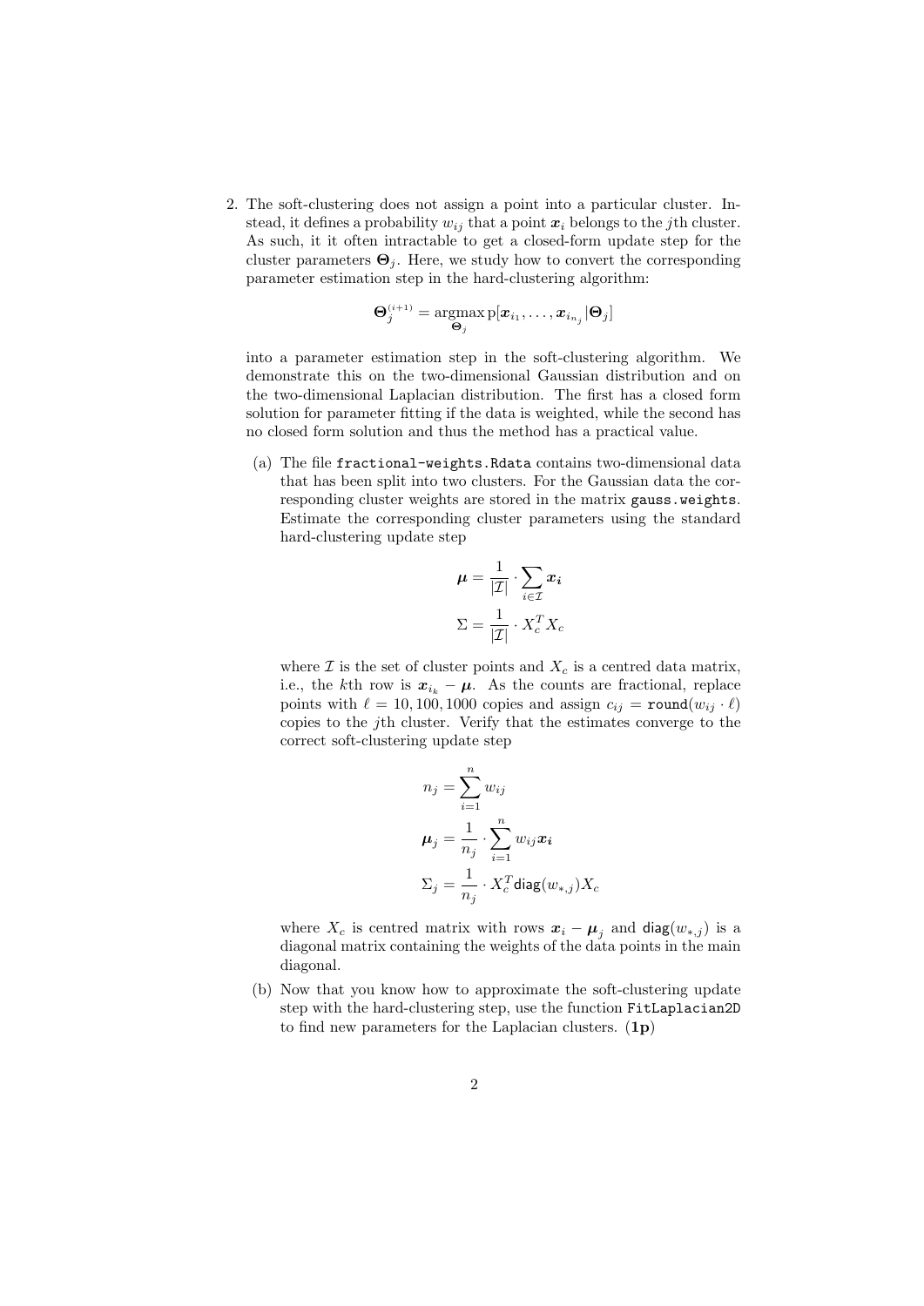2. The soft-clustering does not assign a point into a particular cluster. Instead, it defines a probability $w_{ij}$ that a point $\boldsymbol{x}_i$ belongs to the $j$th cluster. As such, it it often intractable to get a closed-form update step for the cluster parameters $\boldsymbol{\Theta}_j$. Here, we study how to convert the corresponding parameter estimation step in the hard-clustering algorithm:

$$\boldsymbol{\Theta}_j^{(i+1)} = \operatorname*{argmax}_{\boldsymbol{\Theta}_j} \mathrm{p}[\boldsymbol{x}_{i_1}, \ldots, \boldsymbol{x}_{i_{n_j}} | \boldsymbol{\Theta}_j]$$

into a parameter estimation step in the soft-clustering algorithm. We demonstrate this on the two-dimensional Gaussian distribution and on the two-dimensional Laplacian distribution. The first has a closed form solution for parameter fitting if the data is weighted, while the second has no closed form solution and thus the method has a practical value.

   (a) The file `fractional-weights.Rdata` contains two-dimensional data that has been split into two clusters. For the Gaussian data the corresponding cluster weights are stored in the matrix `gauss.weights`. Estimate the corresponding cluster parameters using the standard hard-clustering update step

$$\boldsymbol{\mu} = \frac{1}{|\mathcal{I}|} \cdot \sum_{i \in \mathcal{I}} \boldsymbol{x_i}$$

$$\Sigma = \frac{1}{|\mathcal{I}|} \cdot X_c^T X_c$$

   where $\mathcal{I}$ is the set of cluster points and $X_c$ is a centred data matrix, i.e., the $k$th row is $\boldsymbol{x}_{i_k} - \boldsymbol{\mu}$. As the counts are fractional, replace points with $\ell = 10, 100, 1000$ copies and assign $c_{ij} = \mathtt{round}(w_{ij} \cdot \ell)$ copies to the $j$th cluster. Verify that the estimates converge to the correct soft-clustering update step

$$n_j = \sum_{i=1}^{n} w_{ij}$$

$$\boldsymbol{\mu}_j = \frac{1}{n_j} \cdot \sum_{i=1}^{n} w_{ij} \boldsymbol{x_i}$$

$$\Sigma_j = \frac{1}{n_j} \cdot X_c^T \mathsf{diag}(w_{*,j}) X_c$$

   where $X_c$ is centred matrix with rows $\boldsymbol{x}_i - \boldsymbol{\mu}_j$ and $\mathsf{diag}(w_{*,j})$ is a diagonal matrix containing the weights of the data points in the main diagonal.

   (b) Now that you know how to approximate the soft-clustering update step with the hard-clustering step, use the function `FitLaplacian2D` to find new parameters for the Laplacian clusters. (**1p**)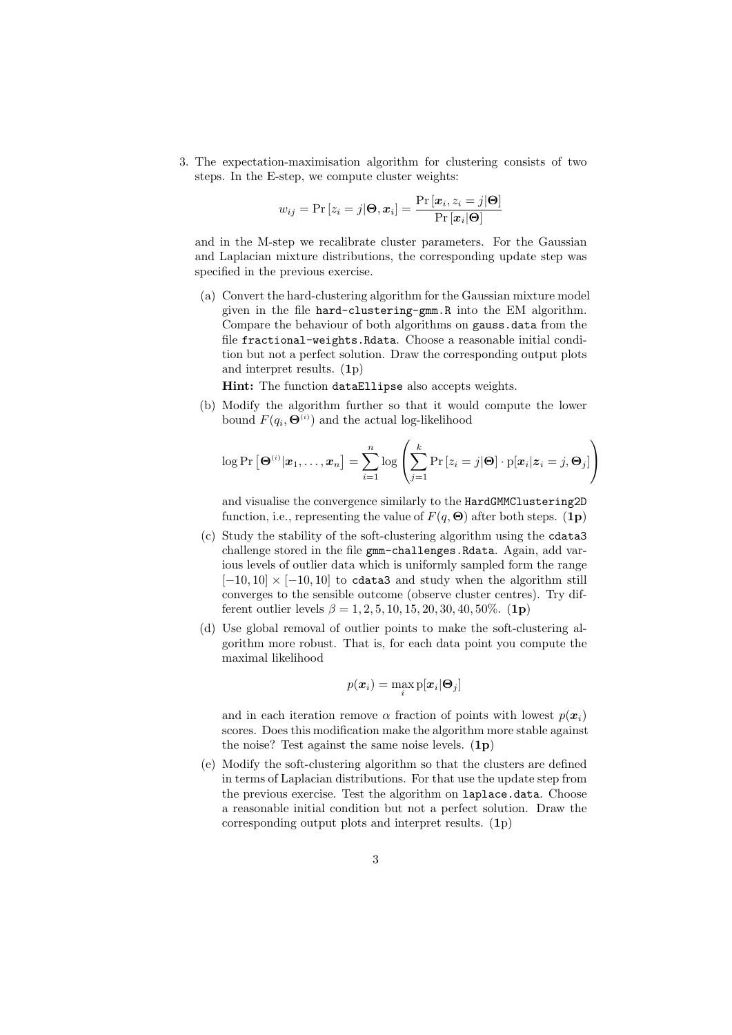3. The expectation-maximisation algorithm for clustering consists of two steps. In the E-step, we compute cluster weights:

$$w_{ij} = \Pr\left[z_i = j|\boldsymbol{\Theta}, \boldsymbol{x}_i\right] = \frac{\Pr\left[\boldsymbol{x}_i, z_i = j|\boldsymbol{\Theta}\right]}{\Pr\left[\boldsymbol{x}_i|\boldsymbol{\Theta}\right]}$$

and in the M-step we recalibrate cluster parameters. For the Gaussian and Laplacian mixture distributions, the corresponding update step was specified in the previous exercise.

   (a) Convert the hard-clustering algorithm for the Gaussian mixture model given in the file `hard-clustering-gmm.R` into the EM algorithm. Compare the behaviour of both algorithms on `gauss.data` from the file `fractional-weights.Rdata`. Choose a reasonable initial condition but not a perfect solution. Draw the corresponding output plots and interpret results. (**1**p)

   **Hint:** The function `dataEllipse` also accepts weights.

   (b) Modify the algorithm further so that it would compute the lower bound $F(q_i, \boldsymbol{\Theta}^{(i)})$ and the actual log-likelihood

$$\log \Pr\left[\boldsymbol{\Theta}^{(i)}|\boldsymbol{x}_1, \ldots, \boldsymbol{x}_n\right] = \sum_{i=1}^{n} \log \left( \sum_{j=1}^{k} \Pr\left[z_i = j|\boldsymbol{\Theta}\right] \cdot \mathrm{p}[\boldsymbol{x}_i|\boldsymbol{z}_i = j, \boldsymbol{\Theta}_j] \right)$$

   and visualise the convergence similarly to the `HardGMMClustering2D` function, i.e., representing the value of $F(q, \boldsymbol{\Theta})$ after both steps. (**1p**)

   (c) Study the stability of the soft-clustering algorithm using the `cdata3` challenge stored in the file `gmm-challenges.Rdata`. Again, add various levels of outlier data which is uniformly sampled form the range $[-10, 10] \times [-10, 10]$ to `cdata3` and study when the algorithm still converges to the sensible outcome (observe cluster centres). Try different outlier levels $\beta = 1, 2, 5, 10, 15, 20, 30, 40, 50\%$. (**1p**)

   (d) Use global removal of outlier points to make the soft-clustering algorithm more robust. That is, for each data point you compute the maximal likelihood

$$p(\boldsymbol{x}_i) = \max_{i} \mathrm{p}[\boldsymbol{x}_i|\boldsymbol{\Theta}_j]$$

   and in each iteration remove $\alpha$ fraction of points with lowest $p(\boldsymbol{x}_i)$ scores. Does this modification make the algorithm more stable against the noise? Test against the same noise levels. (**1p**)

   (e) Modify the soft-clustering algorithm so that the clusters are defined in terms of Laplacian distributions. For that use the update step from the previous exercise. Test the algorithm on `laplace.data`. Choose a reasonable initial condition but not a perfect solution. Draw the corresponding output plots and interpret results. (**1**p)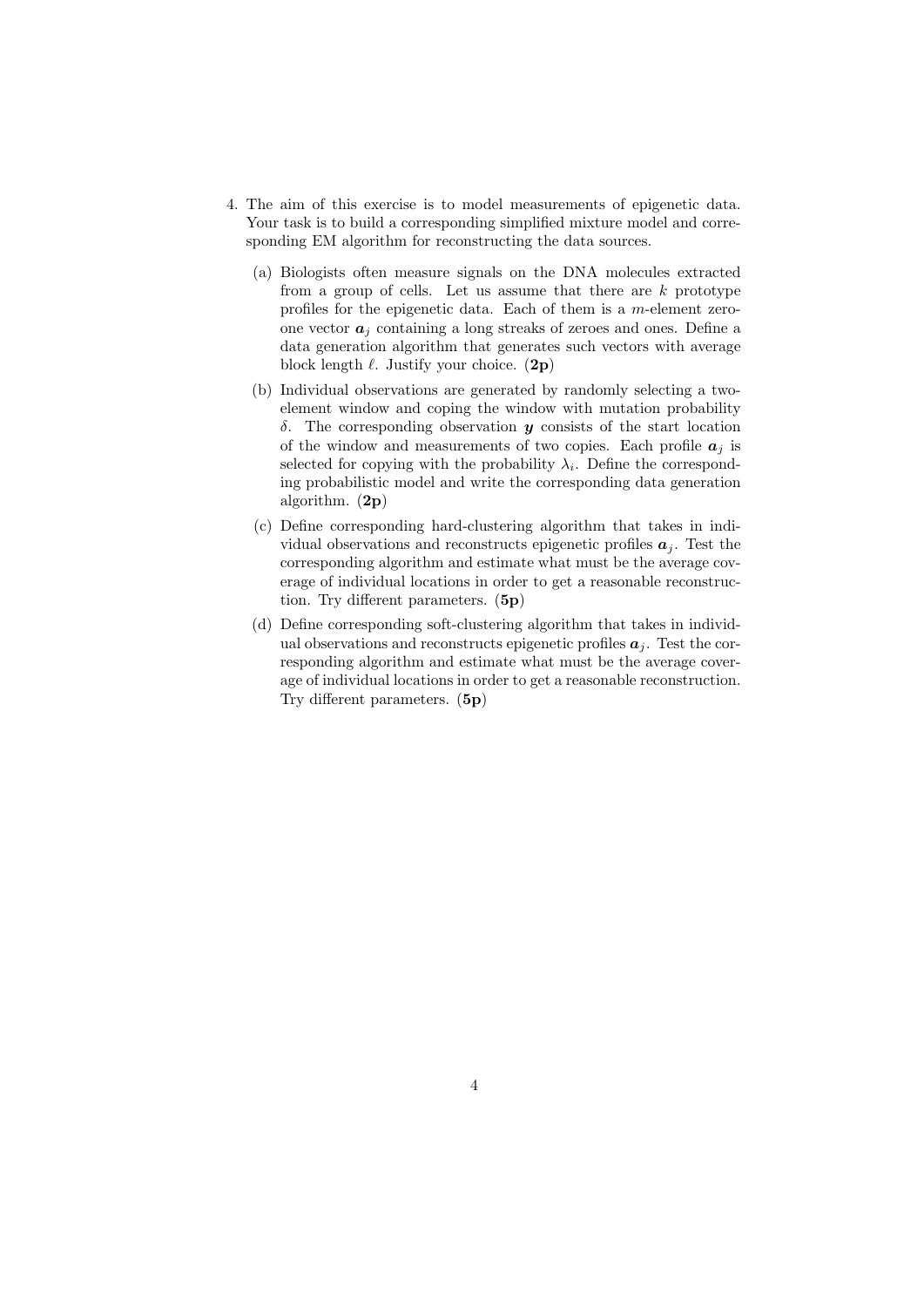4. The aim of this exercise is to model measurements of epigenetic data. Your task is to build a corresponding simplified mixture model and corresponding EM algorithm for reconstructing the data sources.

   (a) Biologists often measure signals on the DNA molecules extracted from a group of cells. Let us assume that there are $k$ prototype profiles for the epigenetic data. Each of them is a $m$-element zero-one vector $\boldsymbol{a}_j$ containing a long streaks of zeroes and ones. Define a data generation algorithm that generates such vectors with average block length $\ell$. Justify your choice. (**2p**)

   (b) Individual observations are generated by randomly selecting a two-element window and coping the window with mutation probability $\delta$. The corresponding observation $\boldsymbol{y}$ consists of the start location of the window and measurements of two copies. Each profile $\boldsymbol{a}_j$ is selected for copying with the probability $\lambda_i$. Define the corresponding probabilistic model and write the corresponding data generation algorithm. (**2p**)

   (c) Define corresponding hard-clustering algorithm that takes in individual observations and reconstructs epigenetic profiles $\boldsymbol{a}_j$. Test the corresponding algorithm and estimate what must be the average coverage of individual locations in order to get a reasonable reconstruction. Try different parameters. (**5p**)

   (d) Define corresponding soft-clustering algorithm that takes in individual observations and reconstructs epigenetic profiles $\boldsymbol{a}_j$. Test the corresponding algorithm and estimate what must be the average coverage of individual locations in order to get a reasonable reconstruction. Try different parameters. (**5p**)